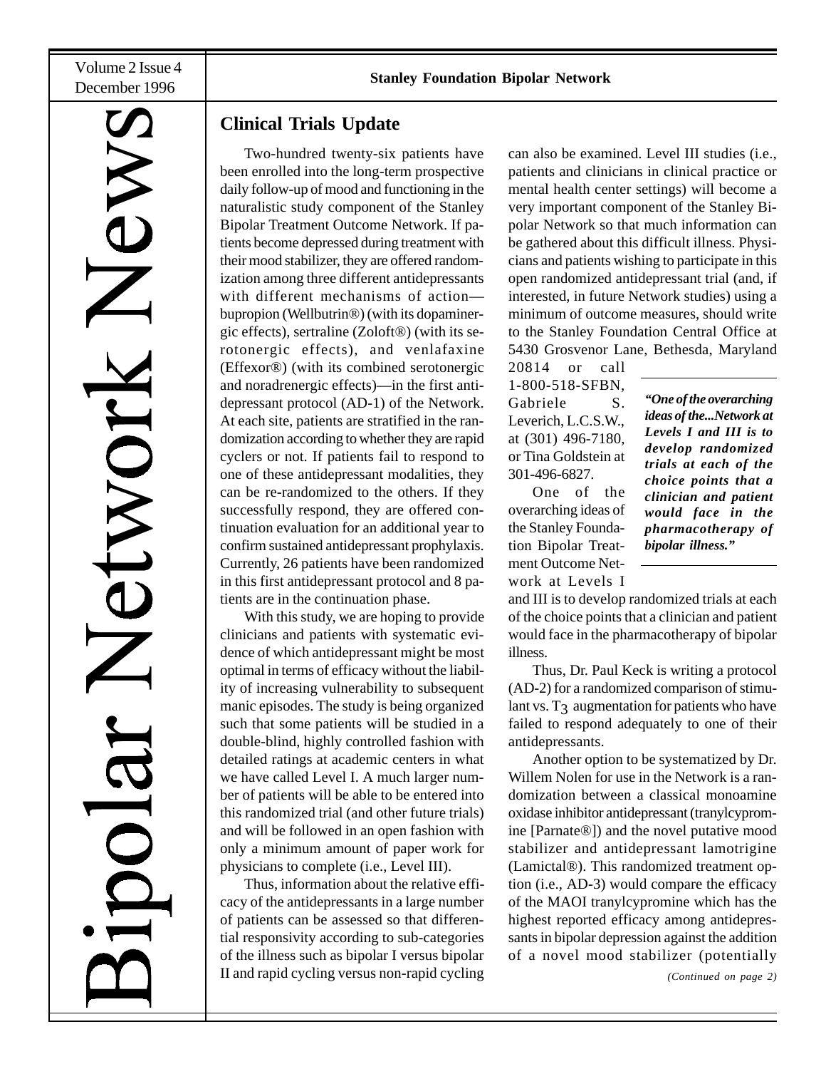# Bipolar Network News

Volume 2 Issue 4
December 1996

**Stanley Foundation Bipolar Network**

## Clinical Trials Update

Two-hundred twenty-six patients have been enrolled into the long-term prospective daily follow-up of mood and functioning in the naturalistic study component of the Stanley Bipolar Treatment Outcome Network. If patients become depressed during treatment with their mood stabilizer, they are offered randomization among three different antidepressants with different mechanisms of action—bupropion (Wellbutrin®) (with its dopaminergic effects), sertraline (Zoloft®) (with its serotonergic effects), and venlafaxine (Effexor®) (with its combined serotonergic and noradrenergic effects)—in the first antidepressant protocol (AD-1) of the Network. At each site, patients are stratified in the randomization according to whether they are rapid cyclers or not. If patients fail to respond to one of these antidepressant modalities, they can be re-randomized to the others. If they successfully respond, they are offered continuation evaluation for an additional year to confirm sustained antidepressant prophylaxis. Currently, 26 patients have been randomized in this first antidepressant protocol and 8 patients are in the continuation phase.

With this study, we are hoping to provide clinicians and patients with systematic evidence of which antidepressant might be most optimal in terms of efficacy without the liability of increasing vulnerability to subsequent manic episodes. The study is being organized such that some patients will be studied in a double-blind, highly controlled fashion with detailed ratings at academic centers in what we have called Level I. A much larger number of patients will be able to be entered into this randomized trial (and other future trials) and will be followed in an open fashion with only a minimum amount of paper work for physicians to complete (i.e., Level III).

Thus, information about the relative efficacy of the antidepressants in a large number of patients can be assessed so that differential responsivity according to sub-categories of the illness such as bipolar I versus bipolar II and rapid cycling versus non-rapid cycling can also be examined. Level III studies (i.e., patients and clinicians in clinical practice or mental health center settings) will become a very important component of the Stanley Bipolar Network so that much information can be gathered about this difficult illness. Physicians and patients wishing to participate in this open randomized antidepressant trial (and, if interested, in future Network studies) using a minimum of outcome measures, should write to the Stanley Foundation Central Office at 5430 Grosvenor Lane, Bethesda, Maryland 20814 or call 1-800-518-SFBN, Gabriele S. Leverich, L.C.S.W., at (301) 496-7180, or Tina Goldstein at 301-496-6827.

> ***"One of the overarching ideas of the...Network at Levels I and III is to develop randomized trials at each of the choice points that a clinician and patient would face in the pharmacotherapy of bipolar illness."***

One of the overarching ideas of the Stanley Foundation Bipolar Treatment Outcome Network at Levels I and III is to develop randomized trials at each of the choice points that a clinician and patient would face in the pharmacotherapy of bipolar illness.

Thus, Dr. Paul Keck is writing a protocol (AD-2) for a randomized comparison of stimulant vs. $T_3$ augmentation for patients who have failed to respond adequately to one of their antidepressants.

Another option to be systematized by Dr. Willem Nolen for use in the Network is a randomization between a classical monoamine oxidase inhibitor antidepressant (tranylcypromine [Parnate®]) and the novel putative mood stabilizer and antidepressant lamotrigine (Lamictal®). This randomized treatment option (i.e., AD-3) would compare the efficacy of the MAOI tranylcypromine which has the highest reported efficacy among antidepressants in bipolar depression against the addition of a novel mood stabilizer (potentially

*(Continued on page 2)*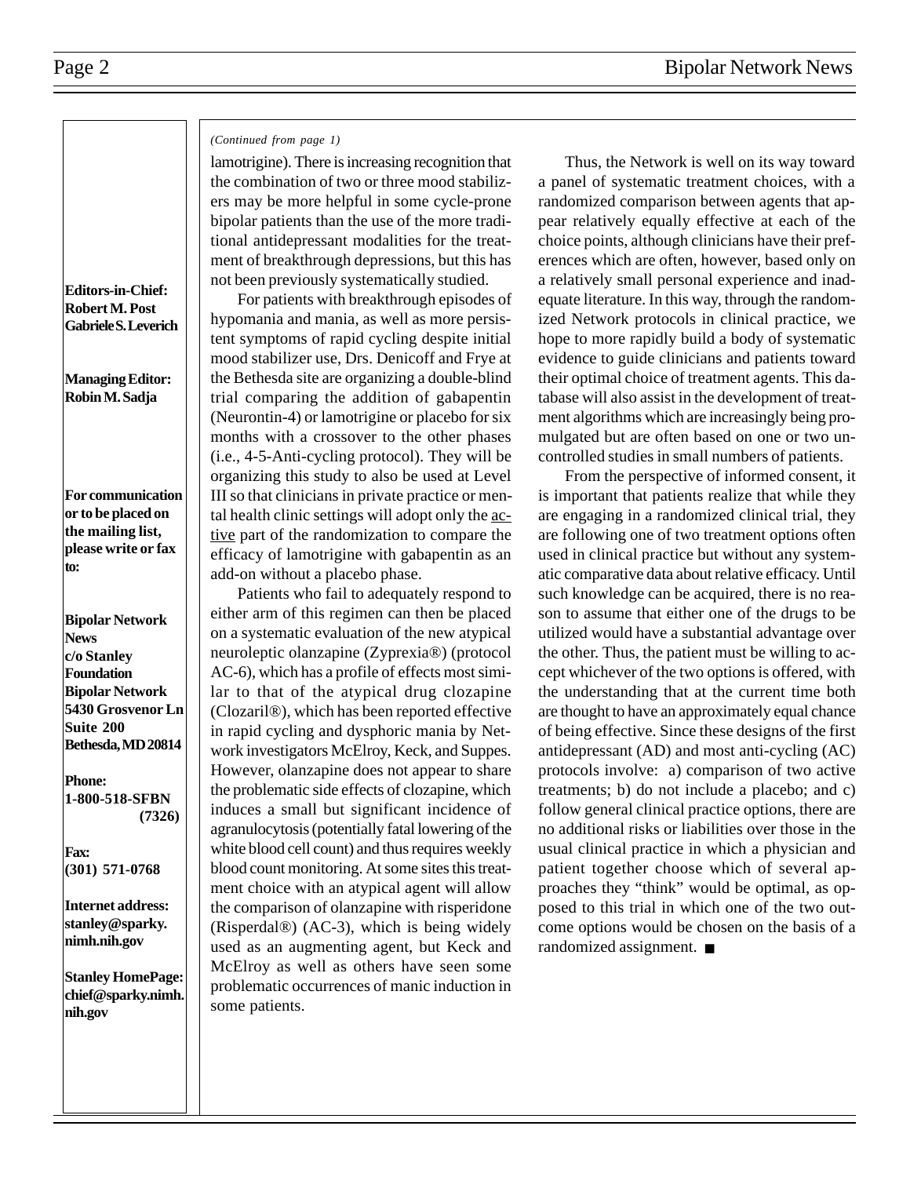**Editors-in-Chief:**
**Robert M. Post**
**Gabriele S. Leverich**

**Managing Editor:**
**Robin M. Sadja**

**For communication or to be placed on the mailing list, please write or fax to:**

**Bipolar Network News**
**c/o Stanley Foundation**
**Bipolar Network**
**5430 Grosvenor Ln**
**Suite 200**
**Bethesda, MD 20814**

**Phone:**
**1-800-518-SFBN (7326)**

**Fax:**
**(301) 571-0768**

**Internet address:**
**stanley@sparky.nimh.nih.gov**

**Stanley HomePage:**
**chief@sparky.nimh.nih.gov**

*(Continued from page 1)*

lamotrigine). There is increasing recognition that the combination of two or three mood stabilizers may be more helpful in some cycle-prone bipolar patients than the use of the more traditional antidepressant modalities for the treatment of breakthrough depressions, but this has not been previously systematically studied.

For patients with breakthrough episodes of hypomania and mania, as well as more persistent symptoms of rapid cycling despite initial mood stabilizer use, Drs. Denicoff and Frye at the Bethesda site are organizing a double-blind trial comparing the addition of gabapentin (Neurontin-4) or lamotrigine or placebo for six months with a crossover to the other phases (i.e., 4-5-Anti-cycling protocol). They will be organizing this study to also be used at Level III so that clinicians in private practice or mental health clinic settings will adopt only the <u>active</u> part of the randomization to compare the efficacy of lamotrigine with gabapentin as an add-on without a placebo phase.

Patients who fail to adequately respond to either arm of this regimen can then be placed on a systematic evaluation of the new atypical neuroleptic olanzapine (Zyprexia®) (protocol AC-6), which has a profile of effects most similar to that of the atypical drug clozapine (Clozaril®), which has been reported effective in rapid cycling and dysphoric mania by Network investigators McElroy, Keck, and Suppes. However, olanzapine does not appear to share the problematic side effects of clozapine, which induces a small but significant incidence of agranulocytosis (potentially fatal lowering of the white blood cell count) and thus requires weekly blood count monitoring. At some sites this treatment choice with an atypical agent will allow the comparison of olanzapine with risperidone (Risperdal®) (AC-3), which is being widely used as an augmenting agent, but Keck and McElroy as well as others have seen some problematic occurrences of manic induction in some patients.

Thus, the Network is well on its way toward a panel of systematic treatment choices, with a randomized comparison between agents that appear relatively equally effective at each of the choice points, although clinicians have their preferences which are often, however, based only on a relatively small personal experience and inadequate literature. In this way, through the randomized Network protocols in clinical practice, we hope to more rapidly build a body of systematic evidence to guide clinicians and patients toward their optimal choice of treatment agents. This database will also assist in the development of treatment algorithms which are increasingly being promulgated but are often based on one or two uncontrolled studies in small numbers of patients.

From the perspective of informed consent, it is important that patients realize that while they are engaging in a randomized clinical trial, they are following one of two treatment options often used in clinical practice but without any systematic comparative data about relative efficacy. Until such knowledge can be acquired, there is no reason to assume that either one of the drugs to be utilized would have a substantial advantage over the other. Thus, the patient must be willing to accept whichever of the two options is offered, with the understanding that at the current time both are thought to have an approximately equal chance of being effective. Since these designs of the first antidepressant (AD) and most anti-cycling (AC) protocols involve: a) comparison of two active treatments; b) do not include a placebo; and c) follow general clinical practice options, there are no additional risks or liabilities over those in the usual clinical practice in which a physician and patient together choose which of several approaches they "think" would be optimal, as opposed to this trial in which one of the two outcome options would be chosen on the basis of a randomized assignment. ■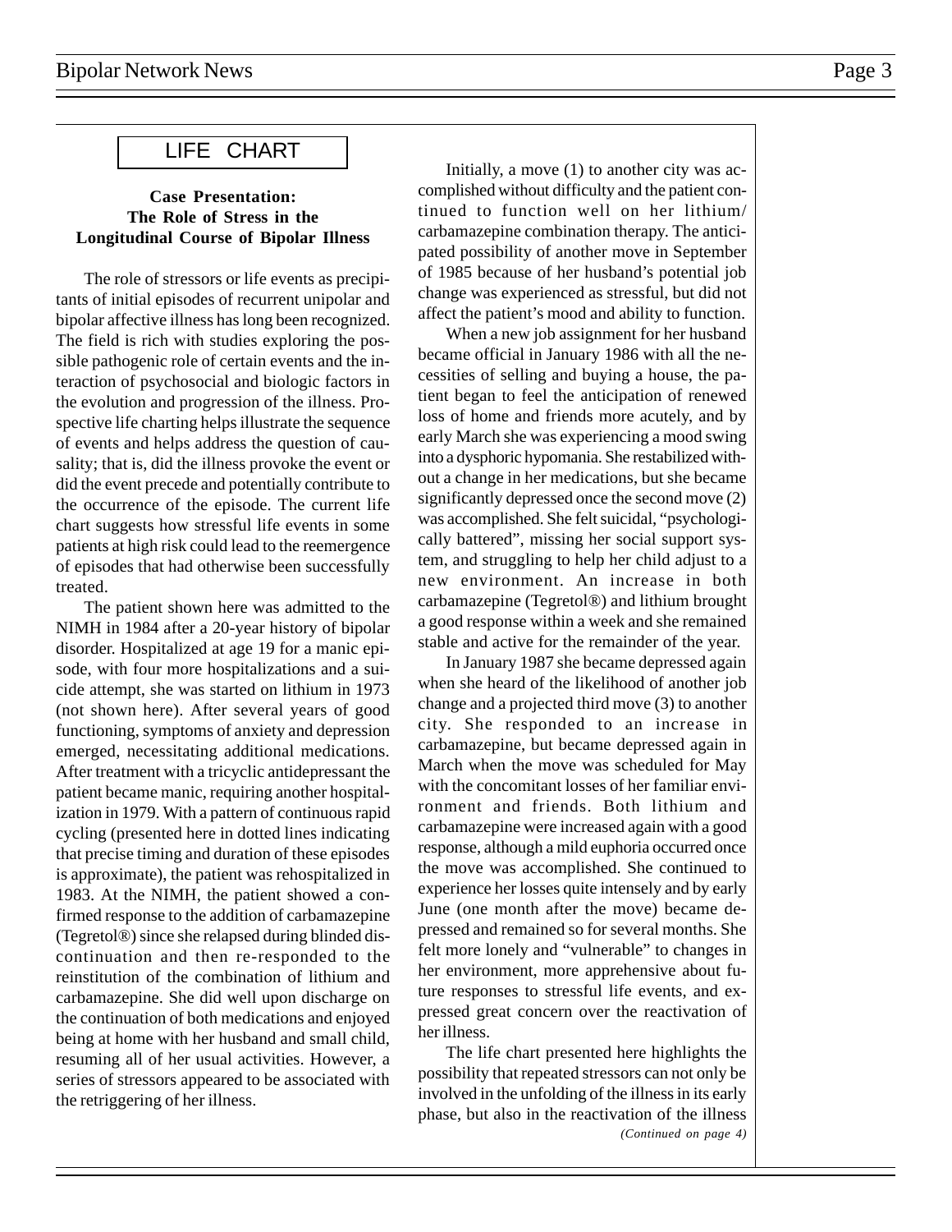## LIFE CHART

### Case Presentation: The Role of Stress in the Longitudinal Course of Bipolar Illness

The role of stressors or life events as precipitants of initial episodes of recurrent unipolar and bipolar affective illness has long been recognized. The field is rich with studies exploring the possible pathogenic role of certain events and the interaction of psychosocial and biologic factors in the evolution and progression of the illness. Prospective life charting helps illustrate the sequence of events and helps address the question of causality; that is, did the illness provoke the event or did the event precede and potentially contribute to the occurrence of the episode. The current life chart suggests how stressful life events in some patients at high risk could lead to the reemergence of episodes that had otherwise been successfully treated.

The patient shown here was admitted to the NIMH in 1984 after a 20-year history of bipolar disorder. Hospitalized at age 19 for a manic episode, with four more hospitalizations and a suicide attempt, she was started on lithium in 1973 (not shown here). After several years of good functioning, symptoms of anxiety and depression emerged, necessitating additional medications. After treatment with a tricyclic antidepressant the patient became manic, requiring another hospitalization in 1979. With a pattern of continuous rapid cycling (presented here in dotted lines indicating that precise timing and duration of these episodes is approximate), the patient was rehospitalized in 1983. At the NIMH, the patient showed a confirmed response to the addition of carbamazepine (Tegretol®) since she relapsed during blinded discontinuation and then re-responded to the reinstitution of the combination of lithium and carbamazepine. She did well upon discharge on the continuation of both medications and enjoyed being at home with her husband and small child, resuming all of her usual activities. However, a series of stressors appeared to be associated with the retriggering of her illness.

Initially, a move (1) to another city was accomplished without difficulty and the patient continued to function well on her lithium/carbamazepine combination therapy. The anticipated possibility of another move in September of 1985 because of her husband's potential job change was experienced as stressful, but did not affect the patient's mood and ability to function.

When a new job assignment for her husband became official in January 1986 with all the necessities of selling and buying a house, the patient began to feel the anticipation of renewed loss of home and friends more acutely, and by early March she was experiencing a mood swing into a dysphoric hypomania. She restabilized without a change in her medications, but she became significantly depressed once the second move (2) was accomplished. She felt suicidal, "psychologically battered", missing her social support system, and struggling to help her child adjust to a new environment. An increase in both carbamazepine (Tegretol®) and lithium brought a good response within a week and she remained stable and active for the remainder of the year.

In January 1987 she became depressed again when she heard of the likelihood of another job change and a projected third move (3) to another city. She responded to an increase in carbamazepine, but became depressed again in March when the move was scheduled for May with the concomitant losses of her familiar environment and friends. Both lithium and carbamazepine were increased again with a good response, although a mild euphoria occurred once the move was accomplished. She continued to experience her losses quite intensely and by early June (one month after the move) became depressed and remained so for several months. She felt more lonely and "vulnerable" to changes in her environment, more apprehensive about future responses to stressful life events, and expressed great concern over the reactivation of her illness.

The life chart presented here highlights the possibility that repeated stressors can not only be involved in the unfolding of the illness in its early phase, but also in the reactivation of the illness

*(Continued on page 4)*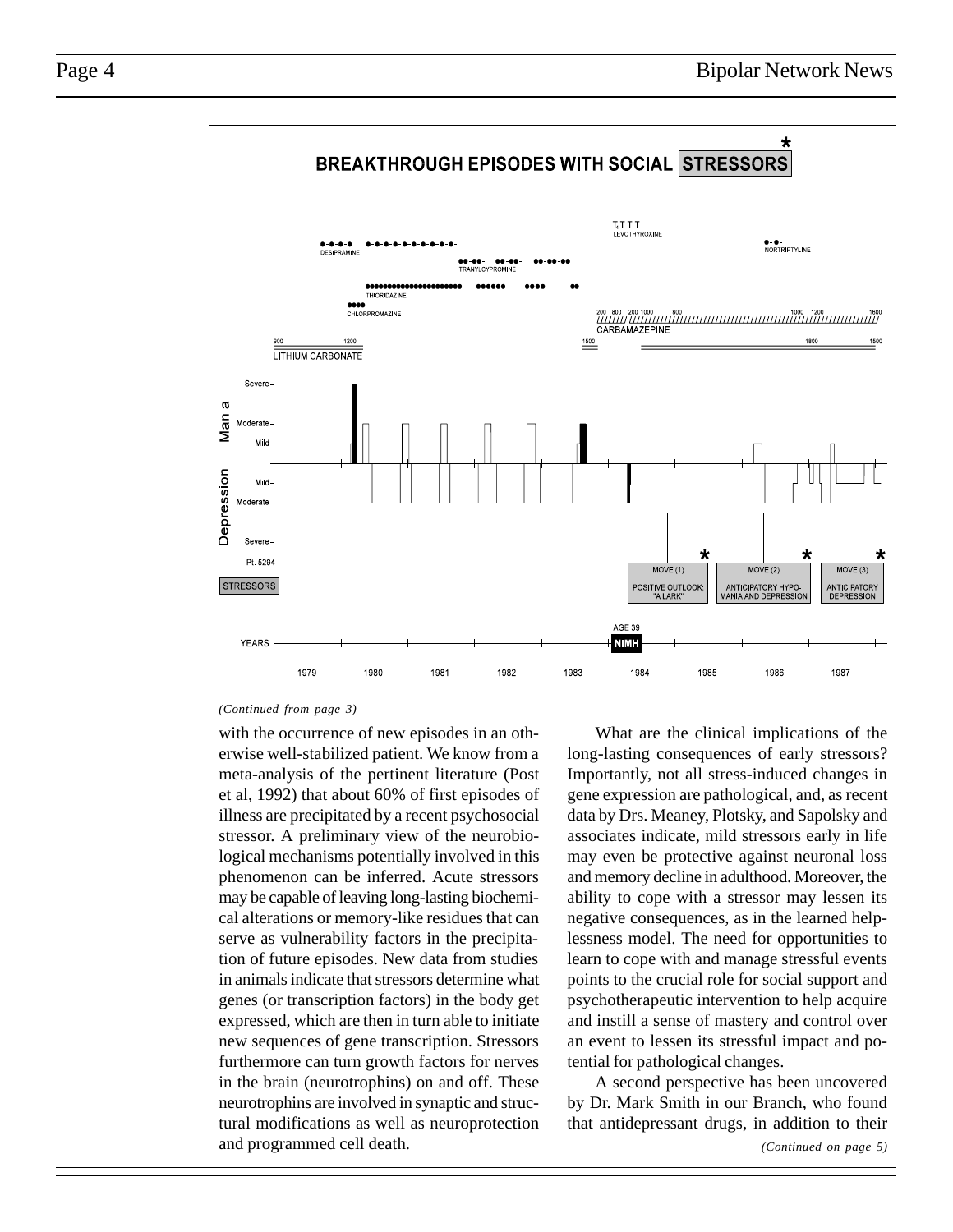## BREAKTHROUGH EPISODES WITH SOCIAL STRESSORS*

*(Continued from page 3)*

with the occurrence of new episodes in an otherwise well-stabilized patient. We know from a meta-analysis of the pertinent literature (Post et al, 1992) that about 60% of first episodes of illness are precipitated by a recent psychosocial stressor. A preliminary view of the neurobiological mechanisms potentially involved in this phenomenon can be inferred. Acute stressors may be capable of leaving long-lasting biochemical alterations or memory-like residues that can serve as vulnerability factors in the precipitation of future episodes. New data from studies in animals indicate that stressors determine what genes (or transcription factors) in the body get expressed, which are then in turn able to initiate new sequences of gene transcription. Stressors furthermore can turn growth factors for nerves in the brain (neurotrophins) on and off. These neurotrophins are involved in synaptic and structural modifications as well as neuroprotection and programmed cell death.

What are the clinical implications of the long-lasting consequences of early stressors? Importantly, not all stress-induced changes in gene expression are pathological, and, as recent data by Drs. Meaney, Plotsky, and Sapolsky and associates indicate, mild stressors early in life may even be protective against neuronal loss and memory decline in adulthood. Moreover, the ability to cope with a stressor may lessen its negative consequences, as in the learned helplessness model. The need for opportunities to learn to cope with and manage stressful events points to the crucial role for social support and psychotherapeutic intervention to help acquire and instill a sense of mastery and control over an event to lessen its stressful impact and potential for pathological changes.

A second perspective has been uncovered by Dr. Mark Smith in our Branch, who found that antidepressant drugs, in addition to their

*(Continued on page 5)*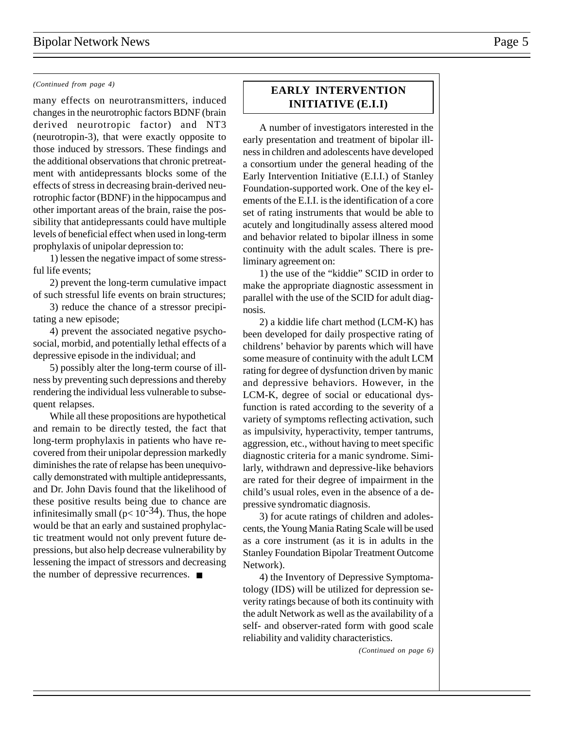*(Continued from page 4)*

many effects on neurotransmitters, induced changes in the neurotrophic factors BDNF (brain derived neurotropic factor) and NT3 (neurotropin-3), that were exactly opposite to those induced by stressors. These findings and the additional observations that chronic pretreatment with antidepressants blocks some of the effects of stress in decreasing brain-derived neurotrophic factor (BDNF) in the hippocampus and other important areas of the brain, raise the possibility that antidepressants could have multiple levels of beneficial effect when used in long-term prophylaxis of unipolar depression to:

1) lessen the negative impact of some stressful life events;

2) prevent the long-term cumulative impact of such stressful life events on brain structures;

3) reduce the chance of a stressor precipitating a new episode;

4) prevent the associated negative psychosocial, morbid, and potentially lethal effects of a depressive episode in the individual; and

5) possibly alter the long-term course of illness by preventing such depressions and thereby rendering the individual less vulnerable to subsequent relapses.

While all these propositions are hypothetical and remain to be directly tested, the fact that long-term prophylaxis in patients who have recovered from their unipolar depression markedly diminishes the rate of relapse has been unequivocally demonstrated with multiple antidepressants, and Dr. John Davis found that the likelihood of these positive results being due to chance are infinitesimally small ($p < 10^{-34}$). Thus, the hope would be that an early and sustained prophylactic treatment would not only prevent future depressions, but also help decrease vulnerability by lessening the impact of stressors and decreasing the number of depressive recurrences. ■

## EARLY INTERVENTION INITIATIVE (E.I.I)

A number of investigators interested in the early presentation and treatment of bipolar illness in children and adolescents have developed a consortium under the general heading of the Early Intervention Initiative (E.I.I.) of Stanley Foundation-supported work. One of the key elements of the E.I.I. is the identification of a core set of rating instruments that would be able to acutely and longitudinally assess altered mood and behavior related to bipolar illness in some continuity with the adult scales. There is preliminary agreement on:

1) the use of the "kiddie" SCID in order to make the appropriate diagnostic assessment in parallel with the use of the SCID for adult diagnosis.

2) a kiddie life chart method (LCM-K) has been developed for daily prospective rating of childrens' behavior by parents which will have some measure of continuity with the adult LCM rating for degree of dysfunction driven by manic and depressive behaviors. However, in the LCM-K, degree of social or educational dysfunction is rated according to the severity of a variety of symptoms reflecting activation, such as impulsivity, hyperactivity, temper tantrums, aggression, etc., without having to meet specific diagnostic criteria for a manic syndrome. Similarly, withdrawn and depressive-like behaviors are rated for their degree of impairment in the child's usual roles, even in the absence of a depressive syndromatic diagnosis.

3) for acute ratings of children and adolescents, the Young Mania Rating Scale will be used as a core instrument (as it is in adults in the Stanley Foundation Bipolar Treatment Outcome Network).

4) the Inventory of Depressive Symptomatology (IDS) will be utilized for depression severity ratings because of both its continuity with the adult Network as well as the availability of a self- and observer-rated form with good scale reliability and validity characteristics.

*(Continued on page 6)*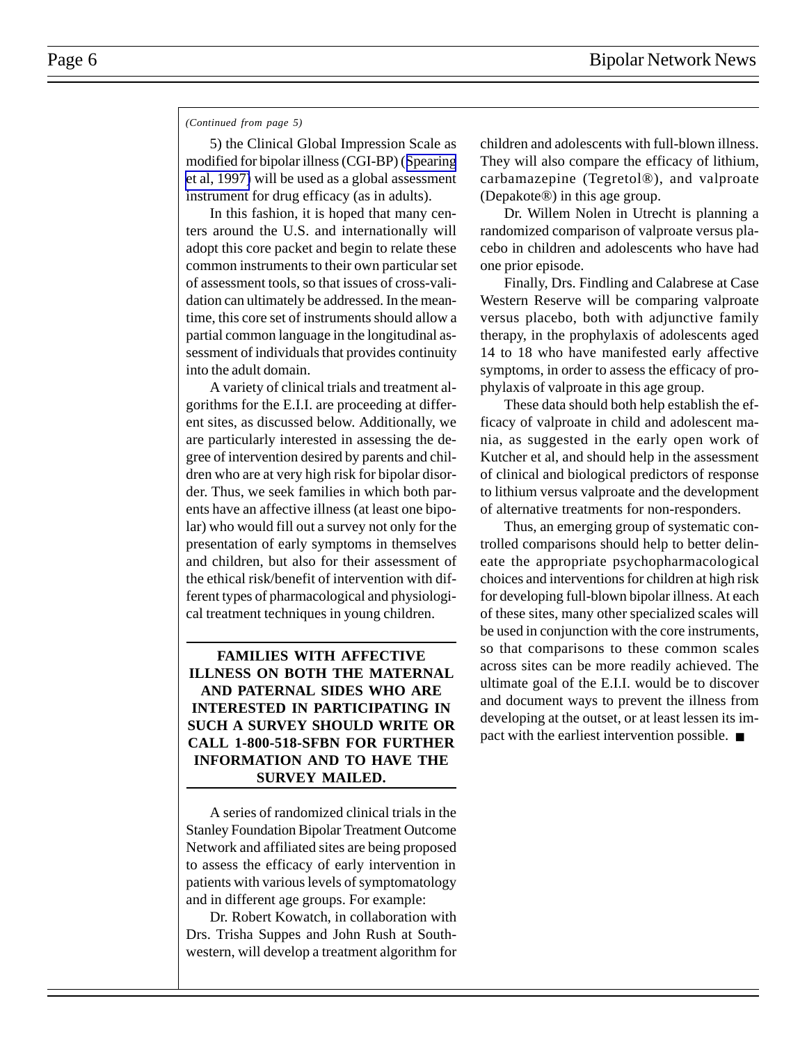*(Continued from page 5)*

5) the Clinical Global Impression Scale as modified for bipolar illness (CGI-BP) (Spearing et al, 1997) will be used as a global assessment instrument for drug efficacy (as in adults).

In this fashion, it is hoped that many centers around the U.S. and internationally will adopt this core packet and begin to relate these common instruments to their own particular set of assessment tools, so that issues of cross-validation can ultimately be addressed. In the meantime, this core set of instruments should allow a partial common language in the longitudinal assessment of individuals that provides continuity into the adult domain.

A variety of clinical trials and treatment algorithms for the E.I.I. are proceeding at different sites, as discussed below. Additionally, we are particularly interested in assessing the degree of intervention desired by parents and children who are at very high risk for bipolar disorder. Thus, we seek families in which both parents have an affective illness (at least one bipolar) who would fill out a survey not only for the presentation of early symptoms in themselves and children, but also for their assessment of the ethical risk/benefit of intervention with different types of pharmacological and physiological treatment techniques in young children.

**FAMILIES WITH AFFECTIVE ILLNESS ON BOTH THE MATERNAL AND PATERNAL SIDES WHO ARE INTERESTED IN PARTICIPATING IN SUCH A SURVEY SHOULD WRITE OR CALL 1-800-518-SFBN FOR FURTHER INFORMATION AND TO HAVE THE SURVEY MAILED.**

A series of randomized clinical trials in the Stanley Foundation Bipolar Treatment Outcome Network and affiliated sites are being proposed to assess the efficacy of early intervention in patients with various levels of symptomatology and in different age groups. For example:

Dr. Robert Kowatch, in collaboration with Drs. Trisha Suppes and John Rush at Southwestern, will develop a treatment algorithm for children and adolescents with full-blown illness. They will also compare the efficacy of lithium, carbamazepine (Tegretol®), and valproate (Depakote®) in this age group.

Dr. Willem Nolen in Utrecht is planning a randomized comparison of valproate versus placebo in children and adolescents who have had one prior episode.

Finally, Drs. Findling and Calabrese at Case Western Reserve will be comparing valproate versus placebo, both with adjunctive family therapy, in the prophylaxis of adolescents aged 14 to 18 who have manifested early affective symptoms, in order to assess the efficacy of prophylaxis of valproate in this age group.

These data should both help establish the efficacy of valproate in child and adolescent mania, as suggested in the early open work of Kutcher et al, and should help in the assessment of clinical and biological predictors of response to lithium versus valproate and the development of alternative treatments for non-responders.

Thus, an emerging group of systematic controlled comparisons should help to better delineate the appropriate psychopharmacological choices and interventions for children at high risk for developing full-blown bipolar illness. At each of these sites, many other specialized scales will be used in conjunction with the core instruments, so that comparisons to these common scales across sites can be more readily achieved. The ultimate goal of the E.I.I. would be to discover and document ways to prevent the illness from developing at the outset, or at least lessen its impact with the earliest intervention possible. ■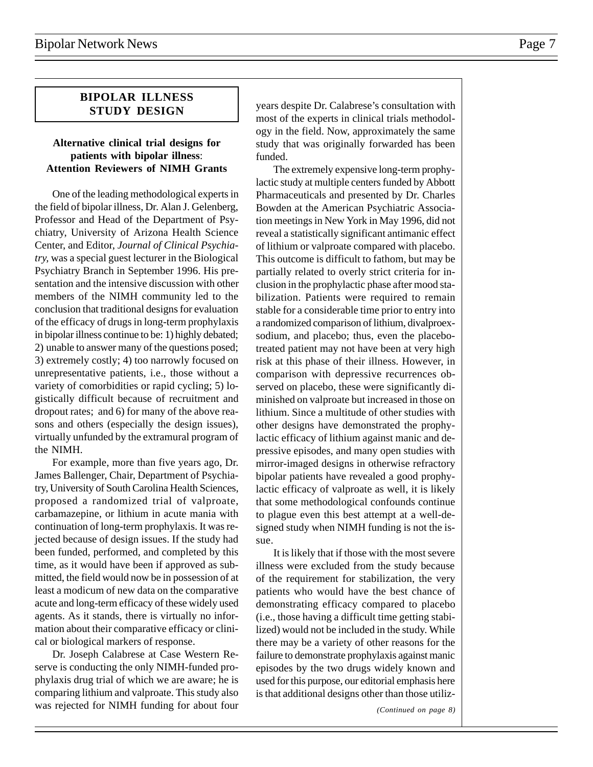## BIPOLAR ILLNESS STUDY DESIGN

### Alternative clinical trial designs for patients with bipolar illness: Attention Reviewers of NIMH Grants

One of the leading methodological experts in the field of bipolar illness, Dr. Alan J. Gelenberg, Professor and Head of the Department of Psychiatry, University of Arizona Health Science Center, and Editor, *Journal of Clinical Psychiatry,* was a special guest lecturer in the Biological Psychiatry Branch in September 1996. His presentation and the intensive discussion with other members of the NIMH community led to the conclusion that traditional designs for evaluation of the efficacy of drugs in long-term prophylaxis in bipolar illness continue to be: 1) highly debated; 2) unable to answer many of the questions posed; 3) extremely costly; 4) too narrowly focused on unrepresentative patients, i.e., those without a variety of comorbidities or rapid cycling; 5) logistically difficult because of recruitment and dropout rates; and 6) for many of the above reasons and others (especially the design issues), virtually unfunded by the extramural program of the NIMH.

For example, more than five years ago, Dr. James Ballenger, Chair, Department of Psychiatry, University of South Carolina Health Sciences, proposed a randomized trial of valproate, carbamazepine, or lithium in acute mania with continuation of long-term prophylaxis. It was rejected because of design issues. If the study had been funded, performed, and completed by this time, as it would have been if approved as submitted, the field would now be in possession of at least a modicum of new data on the comparative acute and long-term efficacy of these widely used agents. As it stands, there is virtually no information about their comparative efficacy or clinical or biological markers of response.

Dr. Joseph Calabrese at Case Western Reserve is conducting the only NIMH-funded prophylaxis drug trial of which we are aware; he is comparing lithium and valproate. This study also was rejected for NIMH funding for about four years despite Dr. Calabrese's consultation with most of the experts in clinical trials methodology in the field. Now, approximately the same study that was originally forwarded has been funded.

The extremely expensive long-term prophylactic study at multiple centers funded by Abbott Pharmaceuticals and presented by Dr. Charles Bowden at the American Psychiatric Association meetings in New York in May 1996, did not reveal a statistically significant antimanic effect of lithium or valproate compared with placebo. This outcome is difficult to fathom, but may be partially related to overly strict criteria for inclusion in the prophylactic phase after mood stabilization. Patients were required to remain stable for a considerable time prior to entry into a randomized comparison of lithium, divalproex-sodium, and placebo; thus, even the placebo-treated patient may not have been at very high risk at this phase of their illness. However, in comparison with depressive recurrences observed on placebo, these were significantly diminished on valproate but increased in those on lithium. Since a multitude of other studies with other designs have demonstrated the prophylactic efficacy of lithium against manic and depressive episodes, and many open studies with mirror-imaged designs in otherwise refractory bipolar patients have revealed a good prophylactic efficacy of valproate as well, it is likely that some methodological confounds continue to plague even this best attempt at a well-designed study when NIMH funding is not the issue.

It is likely that if those with the most severe illness were excluded from the study because of the requirement for stabilization, the very patients who would have the best chance of demonstrating efficacy compared to placebo (i.e., those having a difficult time getting stabilized) would not be included in the study. While there may be a variety of other reasons for the failure to demonstrate prophylaxis against manic episodes by the two drugs widely known and used for this purpose, our editorial emphasis here is that additional designs other than those utiliz-

*(Continued on page 8)*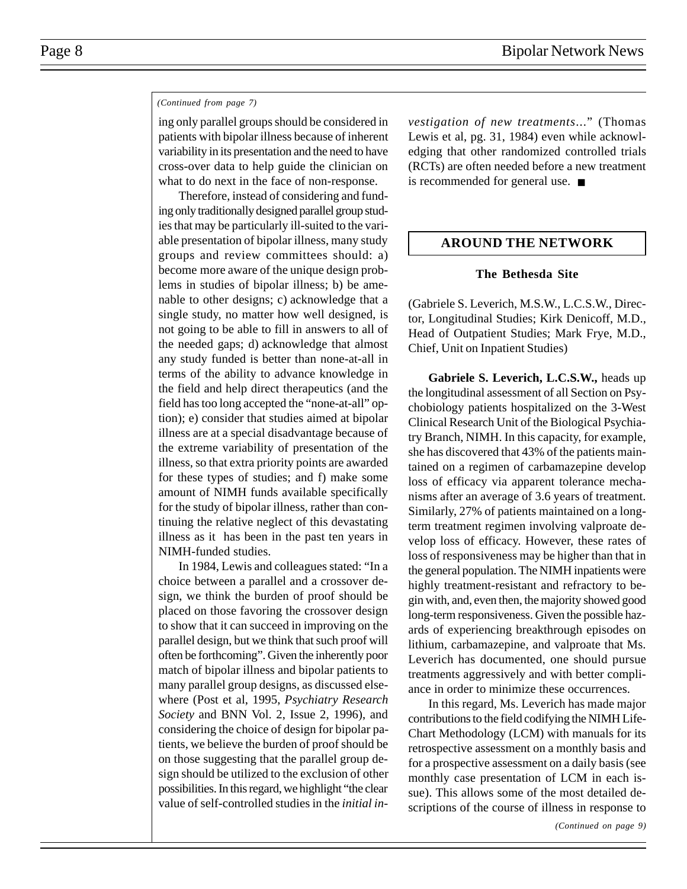*(Continued from page 7)*

ing only parallel groups should be considered in patients with bipolar illness because of inherent variability in its presentation and the need to have cross-over data to help guide the clinician on what to do next in the face of non-response.

Therefore, instead of considering and funding only traditionally designed parallel group studies that may be particularly ill-suited to the variable presentation of bipolar illness, many study groups and review committees should: a) become more aware of the unique design problems in studies of bipolar illness; b) be amenable to other designs; c) acknowledge that a single study, no matter how well designed, is not going to be able to fill in answers to all of the needed gaps; d) acknowledge that almost any study funded is better than none-at-all in terms of the ability to advance knowledge in the field and help direct therapeutics (and the field has too long accepted the "none-at-all" option); e) consider that studies aimed at bipolar illness are at a special disadvantage because of the extreme variability of presentation of the illness, so that extra priority points are awarded for these types of studies; and f) make some amount of NIMH funds available specifically for the study of bipolar illness, rather than continuing the relative neglect of this devastating illness as it has been in the past ten years in NIMH-funded studies.

In 1984, Lewis and colleagues stated: "In a choice between a parallel and a crossover design, we think the burden of proof should be placed on those favoring the crossover design to show that it can succeed in improving on the parallel design, but we think that such proof will often be forthcoming". Given the inherently poor match of bipolar illness and bipolar patients to many parallel group designs, as discussed elsewhere (Post et al, 1995, *Psychiatry Research Society* and BNN Vol. 2, Issue 2, 1996), and considering the choice of design for bipolar patients, we believe the burden of proof should be on those suggesting that the parallel group design should be utilized to the exclusion of other possibilities. In this regard, we highlight "the clear value of self-controlled studies in the *initial investigation of new treatments*..." (Thomas Lewis et al, pg. 31, 1984) even while acknowledging that other randomized controlled trials (RCTs) are often needed before a new treatment is recommended for general use. ■

## AROUND THE NETWORK

### The Bethesda Site

(Gabriele S. Leverich, M.S.W., L.C.S.W., Director, Longitudinal Studies; Kirk Denicoff, M.D., Head of Outpatient Studies; Mark Frye, M.D., Chief, Unit on Inpatient Studies)

**Gabriele S. Leverich, L.C.S.W.,** heads up the longitudinal assessment of all Section on Psychobiology patients hospitalized on the 3-West Clinical Research Unit of the Biological Psychiatry Branch, NIMH. In this capacity, for example, she has discovered that 43% of the patients maintained on a regimen of carbamazepine develop loss of efficacy via apparent tolerance mechanisms after an average of 3.6 years of treatment. Similarly, 27% of patients maintained on a long-term treatment regimen involving valproate develop loss of efficacy. However, these rates of loss of responsiveness may be higher than that in the general population. The NIMH inpatients were highly treatment-resistant and refractory to begin with, and, even then, the majority showed good long-term responsiveness. Given the possible hazards of experiencing breakthrough episodes on lithium, carbamazepine, and valproate that Ms. Leverich has documented, one should pursue treatments aggressively and with better compliance in order to minimize these occurrences.

In this regard, Ms. Leverich has made major contributions to the field codifying the NIMH Life-Chart Methodology (LCM) with manuals for its retrospective assessment on a monthly basis and for a prospective assessment on a daily basis (see monthly case presentation of LCM in each issue). This allows some of the most detailed descriptions of the course of illness in response to

*(Continued on page 9)*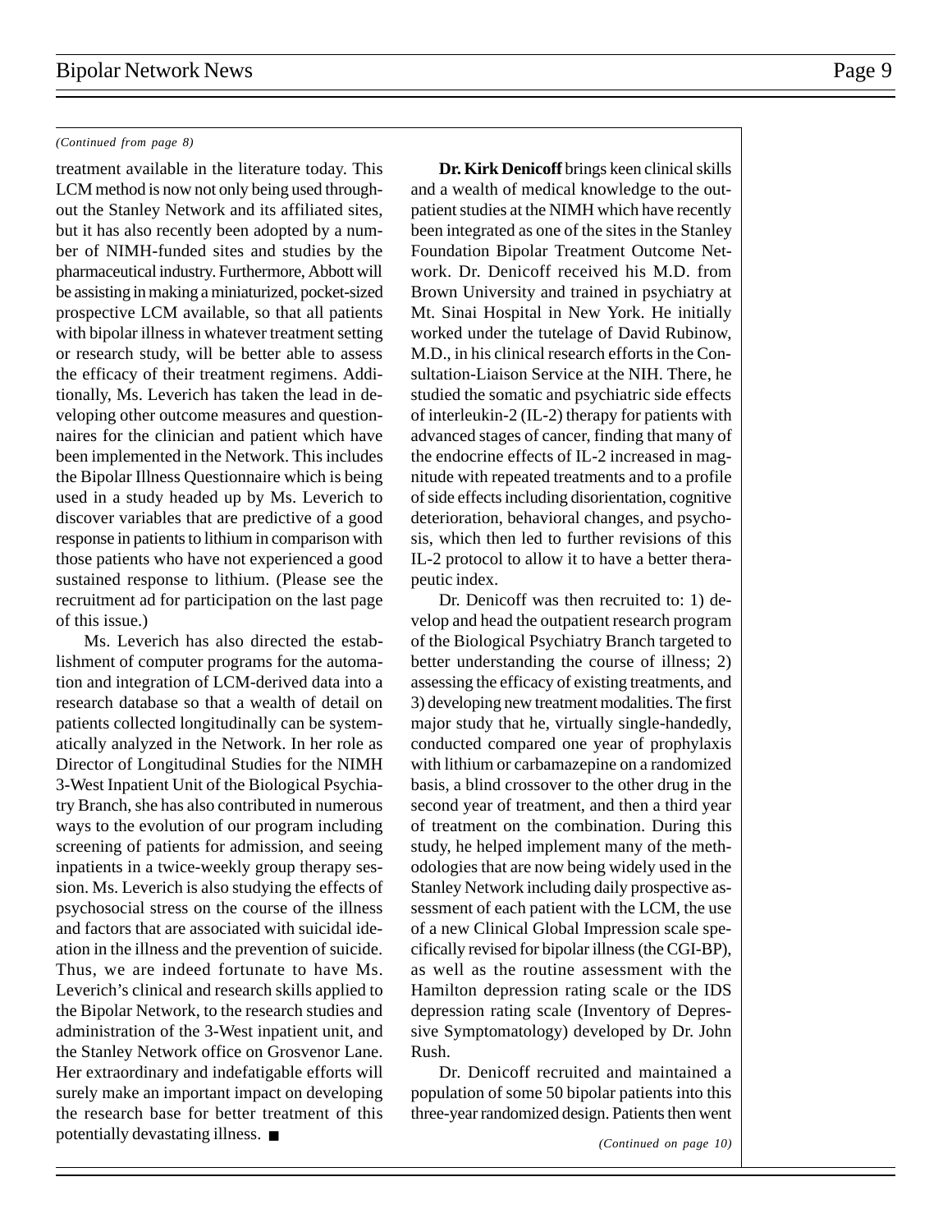*(Continued from page 8)*

treatment available in the literature today. This LCM method is now not only being used throughout the Stanley Network and its affiliated sites, but it has also recently been adopted by a number of NIMH-funded sites and studies by the pharmaceutical industry. Furthermore, Abbott will be assisting in making a miniaturized, pocket-sized prospective LCM available, so that all patients with bipolar illness in whatever treatment setting or research study, will be better able to assess the efficacy of their treatment regimens. Additionally, Ms. Leverich has taken the lead in developing other outcome measures and questionnaires for the clinician and patient which have been implemented in the Network. This includes the Bipolar Illness Questionnaire which is being used in a study headed up by Ms. Leverich to discover variables that are predictive of a good response in patients to lithium in comparison with those patients who have not experienced a good sustained response to lithium. (Please see the recruitment ad for participation on the last page of this issue.)

Ms. Leverich has also directed the establishment of computer programs for the automation and integration of LCM-derived data into a research database so that a wealth of detail on patients collected longitudinally can be systematically analyzed in the Network. In her role as Director of Longitudinal Studies for the NIMH 3-West Inpatient Unit of the Biological Psychiatry Branch, she has also contributed in numerous ways to the evolution of our program including screening of patients for admission, and seeing inpatients in a twice-weekly group therapy session. Ms. Leverich is also studying the effects of psychosocial stress on the course of the illness and factors that are associated with suicidal ideation in the illness and the prevention of suicide. Thus, we are indeed fortunate to have Ms. Leverich's clinical and research skills applied to the Bipolar Network, to the research studies and administration of the 3-West inpatient unit, and the Stanley Network office on Grosvenor Lane. Her extraordinary and indefatigable efforts will surely make an important impact on developing the research base for better treatment of this potentially devastating illness. ■

**Dr. Kirk Denicoff** brings keen clinical skills and a wealth of medical knowledge to the outpatient studies at the NIMH which have recently been integrated as one of the sites in the Stanley Foundation Bipolar Treatment Outcome Network. Dr. Denicoff received his M.D. from Brown University and trained in psychiatry at Mt. Sinai Hospital in New York. He initially worked under the tutelage of David Rubinow, M.D., in his clinical research efforts in the Consultation-Liaison Service at the NIH. There, he studied the somatic and psychiatric side effects of interleukin-2 (IL-2) therapy for patients with advanced stages of cancer, finding that many of the endocrine effects of IL-2 increased in magnitude with repeated treatments and to a profile of side effects including disorientation, cognitive deterioration, behavioral changes, and psychosis, which then led to further revisions of this IL-2 protocol to allow it to have a better therapeutic index.

Dr. Denicoff was then recruited to: 1) develop and head the outpatient research program of the Biological Psychiatry Branch targeted to better understanding the course of illness; 2) assessing the efficacy of existing treatments, and 3) developing new treatment modalities. The first major study that he, virtually single-handedly, conducted compared one year of prophylaxis with lithium or carbamazepine on a randomized basis, a blind crossover to the other drug in the second year of treatment, and then a third year of treatment on the combination. During this study, he helped implement many of the methodologies that are now being widely used in the Stanley Network including daily prospective assessment of each patient with the LCM, the use of a new Clinical Global Impression scale specifically revised for bipolar illness (the CGI-BP), as well as the routine assessment with the Hamilton depression rating scale or the IDS depression rating scale (Inventory of Depressive Symptomatology) developed by Dr. John Rush.

Dr. Denicoff recruited and maintained a population of some 50 bipolar patients into this three-year randomized design. Patients then went

*(Continued on page 10)*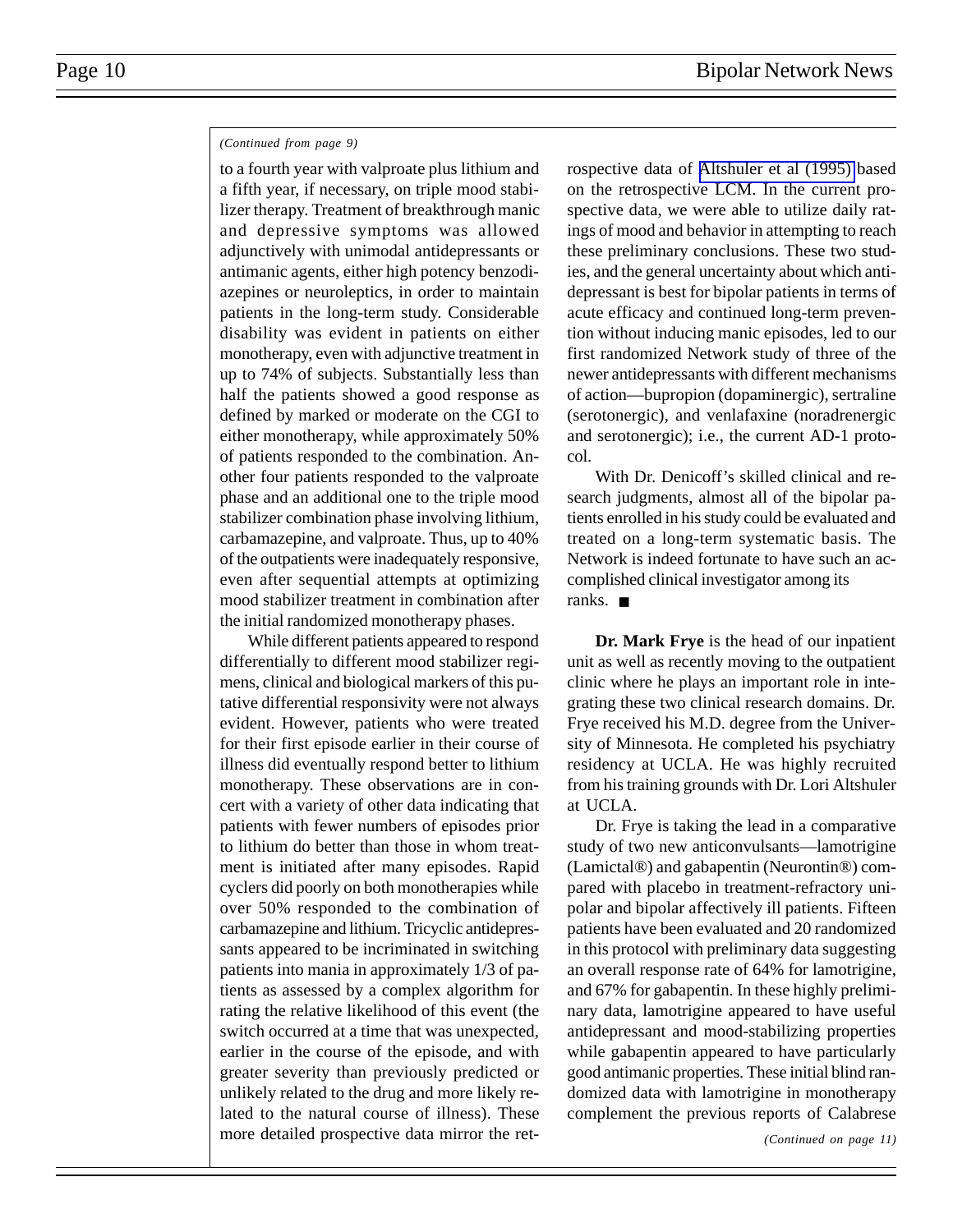*(Continued from page 9)*

to a fourth year with valproate plus lithium and a fifth year, if necessary, on triple mood stabilizer therapy. Treatment of breakthrough manic and depressive symptoms was allowed adjunctively with unimodal antidepressants or antimanic agents, either high potency benzodiazepines or neuroleptics, in order to maintain patients in the long-term study. Considerable disability was evident in patients on either monotherapy, even with adjunctive treatment in up to 74% of subjects. Substantially less than half the patients showed a good response as defined by marked or moderate on the CGI to either monotherapy, while approximately 50% of patients responded to the combination. Another four patients responded to the valproate phase and an additional one to the triple mood stabilizer combination phase involving lithium, carbamazepine, and valproate. Thus, up to 40% of the outpatients were inadequately responsive, even after sequential attempts at optimizing mood stabilizer treatment in combination after the initial randomized monotherapy phases.

While different patients appeared to respond differentially to different mood stabilizer regimens, clinical and biological markers of this putative differential responsivity were not always evident. However, patients who were treated for their first episode earlier in their course of illness did eventually respond better to lithium monotherapy. These observations are in concert with a variety of other data indicating that patients with fewer numbers of episodes prior to lithium do better than those in whom treatment is initiated after many episodes. Rapid cyclers did poorly on both monotherapies while over 50% responded to the combination of carbamazepine and lithium. Tricyclic antidepressants appeared to be incriminated in switching patients into mania in approximately 1/3 of patients as assessed by a complex algorithm for rating the relative likelihood of this event (the switch occurred at a time that was unexpected, earlier in the course of the episode, and with greater severity than previously predicted or unlikely related to the drug and more likely related to the natural course of illness). These more detailed prospective data mirror the retrospective data of Altshuler et al (1995) based on the retrospective LCM. In the current prospective data, we were able to utilize daily ratings of mood and behavior in attempting to reach these preliminary conclusions. These two studies, and the general uncertainty about which antidepressant is best for bipolar patients in terms of acute efficacy and continued long-term prevention without inducing manic episodes, led to our first randomized Network study of three of the newer antidepressants with different mechanisms of action—bupropion (dopaminergic), sertraline (serotonergic), and venlafaxine (noradrenergic and serotonergic); i.e., the current AD-1 protocol.

With Dr. Denicoff's skilled clinical and research judgments, almost all of the bipolar patients enrolled in his study could be evaluated and treated on a long-term systematic basis. The Network is indeed fortunate to have such an accomplished clinical investigator among its ranks. ■

**Dr. Mark Frye** is the head of our inpatient unit as well as recently moving to the outpatient clinic where he plays an important role in integrating these two clinical research domains. Dr. Frye received his M.D. degree from the University of Minnesota. He completed his psychiatry residency at UCLA. He was highly recruited from his training grounds with Dr. Lori Altshuler at UCLA.

Dr. Frye is taking the lead in a comparative study of two new anticonvulsants—lamotrigine (Lamictal®) and gabapentin (Neurontin®) compared with placebo in treatment-refractory unipolar and bipolar affectively ill patients. Fifteen patients have been evaluated and 20 randomized in this protocol with preliminary data suggesting an overall response rate of 64% for lamotrigine, and 67% for gabapentin. In these highly preliminary data, lamotrigine appeared to have useful antidepressant and mood-stabilizing properties while gabapentin appeared to have particularly good antimanic properties. These initial blind randomized data with lamotrigine in monotherapy complement the previous reports of Calabrese

*(Continued on page 11)*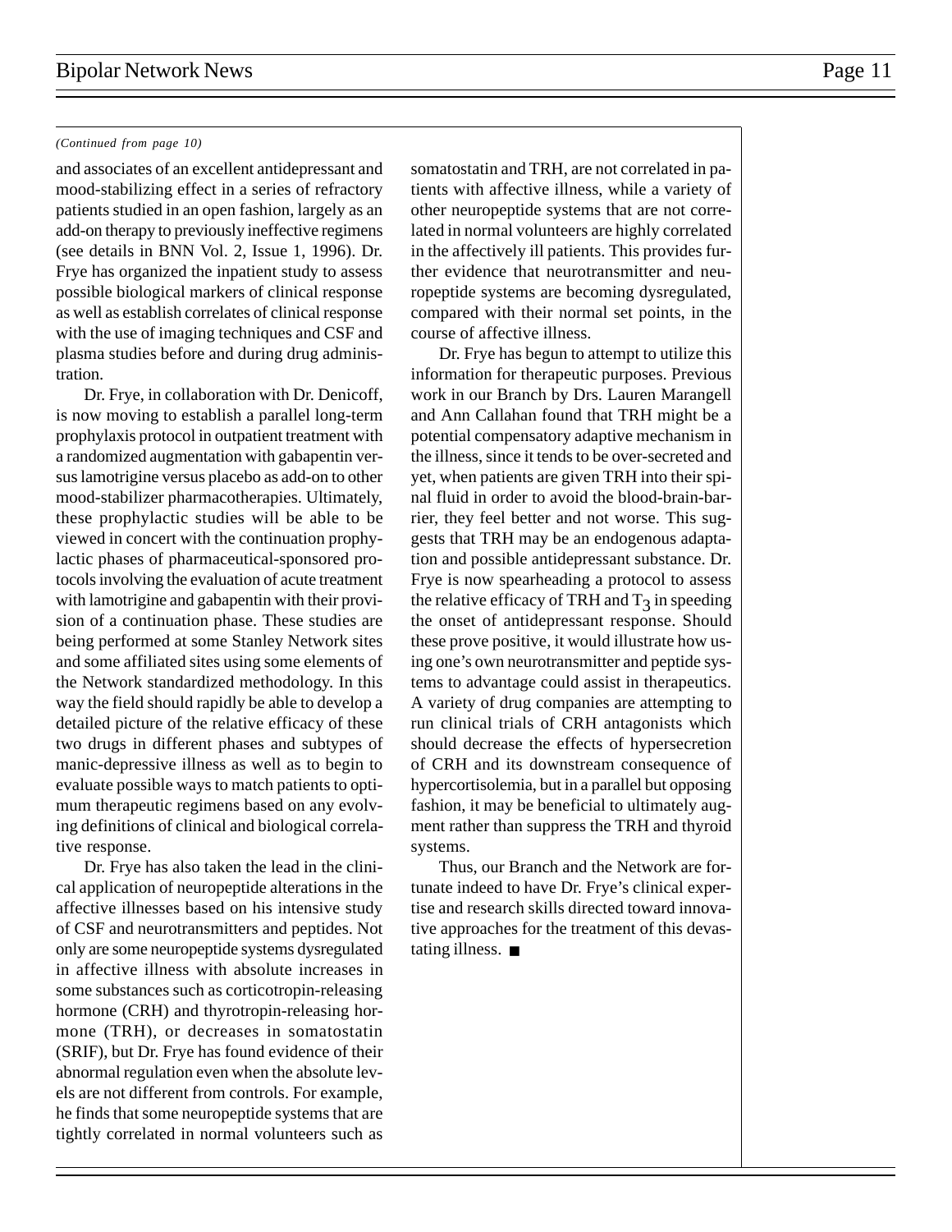*(Continued from page 10)*

and associates of an excellent antidepressant and mood-stabilizing effect in a series of refractory patients studied in an open fashion, largely as an add-on therapy to previously ineffective regimens (see details in BNN Vol. 2, Issue 1, 1996). Dr. Frye has organized the inpatient study to assess possible biological markers of clinical response as well as establish correlates of clinical response with the use of imaging techniques and CSF and plasma studies before and during drug administration.

Dr. Frye, in collaboration with Dr. Denicoff, is now moving to establish a parallel long-term prophylaxis protocol in outpatient treatment with a randomized augmentation with gabapentin versus lamotrigine versus placebo as add-on to other mood-stabilizer pharmacotherapies. Ultimately, these prophylactic studies will be able to be viewed in concert with the continuation prophylactic phases of pharmaceutical-sponsored protocols involving the evaluation of acute treatment with lamotrigine and gabapentin with their provision of a continuation phase. These studies are being performed at some Stanley Network sites and some affiliated sites using some elements of the Network standardized methodology. In this way the field should rapidly be able to develop a detailed picture of the relative efficacy of these two drugs in different phases and subtypes of manic-depressive illness as well as to begin to evaluate possible ways to match patients to optimum therapeutic regimens based on any evolving definitions of clinical and biological correlative response.

Dr. Frye has also taken the lead in the clinical application of neuropeptide alterations in the affective illnesses based on his intensive study of CSF and neurotransmitters and peptides. Not only are some neuropeptide systems dysregulated in affective illness with absolute increases in some substances such as corticotropin-releasing hormone (CRH) and thyrotropin-releasing hormone (TRH), or decreases in somatostatin (SRIF), but Dr. Frye has found evidence of their abnormal regulation even when the absolute levels are not different from controls. For example, he finds that some neuropeptide systems that are tightly correlated in normal volunteers such as somatostatin and TRH, are not correlated in patients with affective illness, while a variety of other neuropeptide systems that are not correlated in normal volunteers are highly correlated in the affectively ill patients. This provides further evidence that neurotransmitter and neuropeptide systems are becoming dysregulated, compared with their normal set points, in the course of affective illness.

Dr. Frye has begun to attempt to utilize this information for therapeutic purposes. Previous work in our Branch by Drs. Lauren Marangell and Ann Callahan found that TRH might be a potential compensatory adaptive mechanism in the illness, since it tends to be over-secreted and yet, when patients are given TRH into their spinal fluid in order to avoid the blood-brain-barrier, they feel better and not worse. This suggests that TRH may be an endogenous adaptation and possible antidepressant substance. Dr. Frye is now spearheading a protocol to assess the relative efficacy of TRH and $T_3$ in speeding the onset of antidepressant response. Should these prove positive, it would illustrate how using one's own neurotransmitter and peptide systems to advantage could assist in therapeutics. A variety of drug companies are attempting to run clinical trials of CRH antagonists which should decrease the effects of hypersecretion of CRH and its downstream consequence of hypercortisolemia, but in a parallel but opposing fashion, it may be beneficial to ultimately augment rather than suppress the TRH and thyroid systems.

Thus, our Branch and the Network are fortunate indeed to have Dr. Frye's clinical expertise and research skills directed toward innovative approaches for the treatment of this devastating illness. ■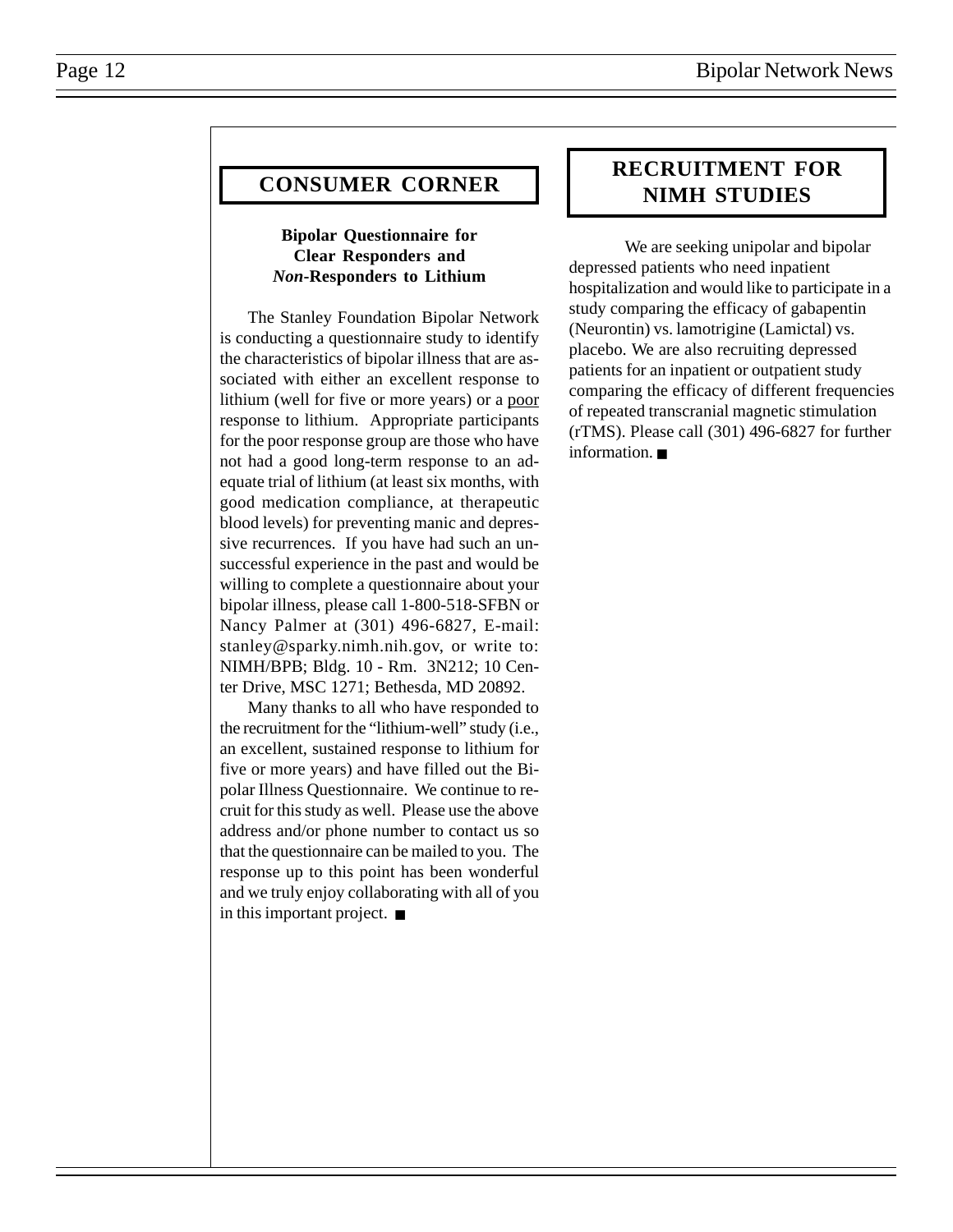## CONSUMER CORNER

**Bipolar Questionnaire for Clear Responders and *Non*-Responders to Lithium**

The Stanley Foundation Bipolar Network is conducting a questionnaire study to identify the characteristics of bipolar illness that are associated with either an excellent response to lithium (well for five or more years) or a poor response to lithium. Appropriate participants for the poor response group are those who have not had a good long-term response to an adequate trial of lithium (at least six months, with good medication compliance, at therapeutic blood levels) for preventing manic and depressive recurrences. If you have had such an unsuccessful experience in the past and would be willing to complete a questionnaire about your bipolar illness, please call 1-800-518-SFBN or Nancy Palmer at (301) 496-6827, E-mail: stanley@sparky.nimh.nih.gov, or write to: NIMH/BPB; Bldg. 10 - Rm. 3N212; 10 Center Drive, MSC 1271; Bethesda, MD 20892.

Many thanks to all who have responded to the recruitment for the "lithium-well" study (i.e., an excellent, sustained response to lithium for five or more years) and have filled out the Bipolar Illness Questionnaire. We continue to recruit for this study as well. Please use the above address and/or phone number to contact us so that the questionnaire can be mailed to you. The response up to this point has been wonderful and we truly enjoy collaborating with all of you in this important project. ■

## RECRUITMENT FOR NIMH STUDIES

We are seeking unipolar and bipolar depressed patients who need inpatient hospitalization and would like to participate in a study comparing the efficacy of gabapentin (Neurontin) vs. lamotrigine (Lamictal) vs. placebo. We are also recruiting depressed patients for an inpatient or outpatient study comparing the efficacy of different frequencies of repeated transcranial magnetic stimulation (rTMS). Please call (301) 496-6827 for further information. ■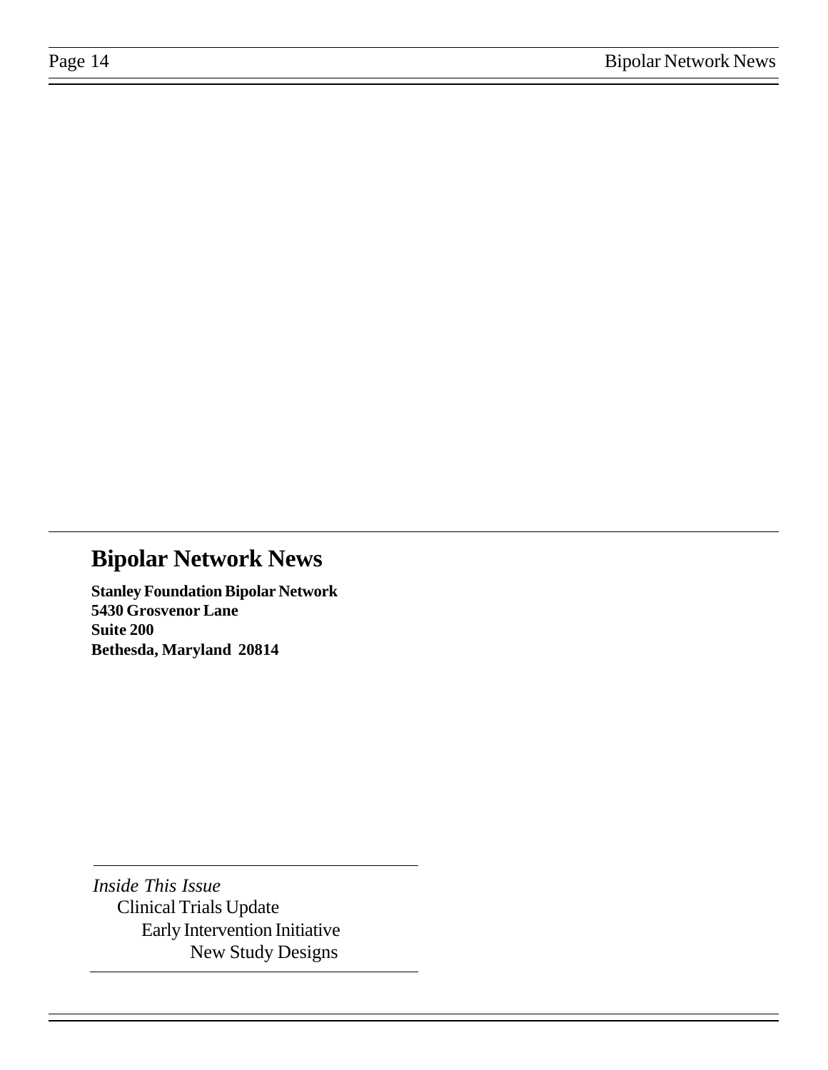## Bipolar Network News

**Stanley Foundation Bipolar Network**
**5430 Grosvenor Lane**
**Suite 200**
**Bethesda, Maryland 20814**

*Inside This Issue*

Clinical Trials Update

Early Intervention Initiative

New Study Designs